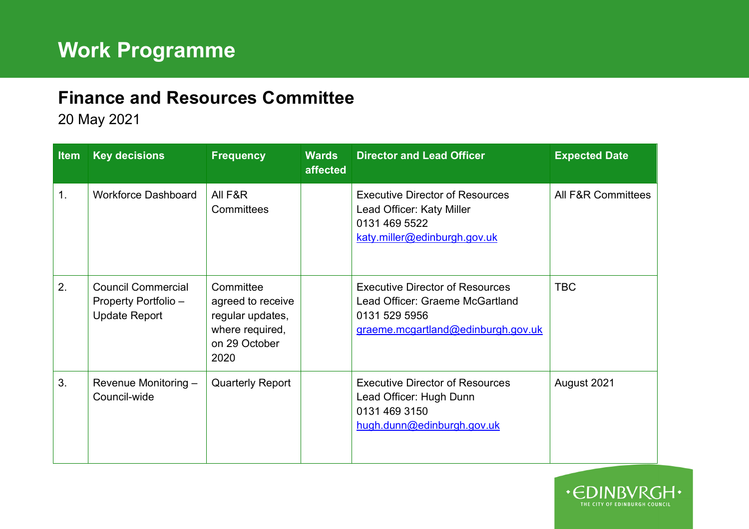# Work Programme

## Finance and Resources Committee

20 May 2021

| Item | Key decisions | Frequency | Wards affected | Director and Lead Officer | Expected Date |
|---|---|---|---|---|---|
| 1. | Workforce Dashboard | All F&R Committees | | Executive Director of Resources<br>Lead Officer: Katy Miller<br>0131 469 5522<br>katy.miller@edinburgh.gov.uk | All F&R Committees |
| 2. | Council Commercial Property Portfolio – Update Report | Committee agreed to receive regular updates, where required, on 29 October 2020 | | Executive Director of Resources<br>Lead Officer: Graeme McGartland<br>0131 529 5956<br>graeme.mcgartland@edinburgh.gov.uk | TBC |
| 3. | Revenue Monitoring – Council-wide | Quarterly Report | | Executive Director of Resources<br>Lead Officer: Hugh Dunn<br>0131 469 3150<br>hugh.dunn@edinburgh.gov.uk | August 2021 |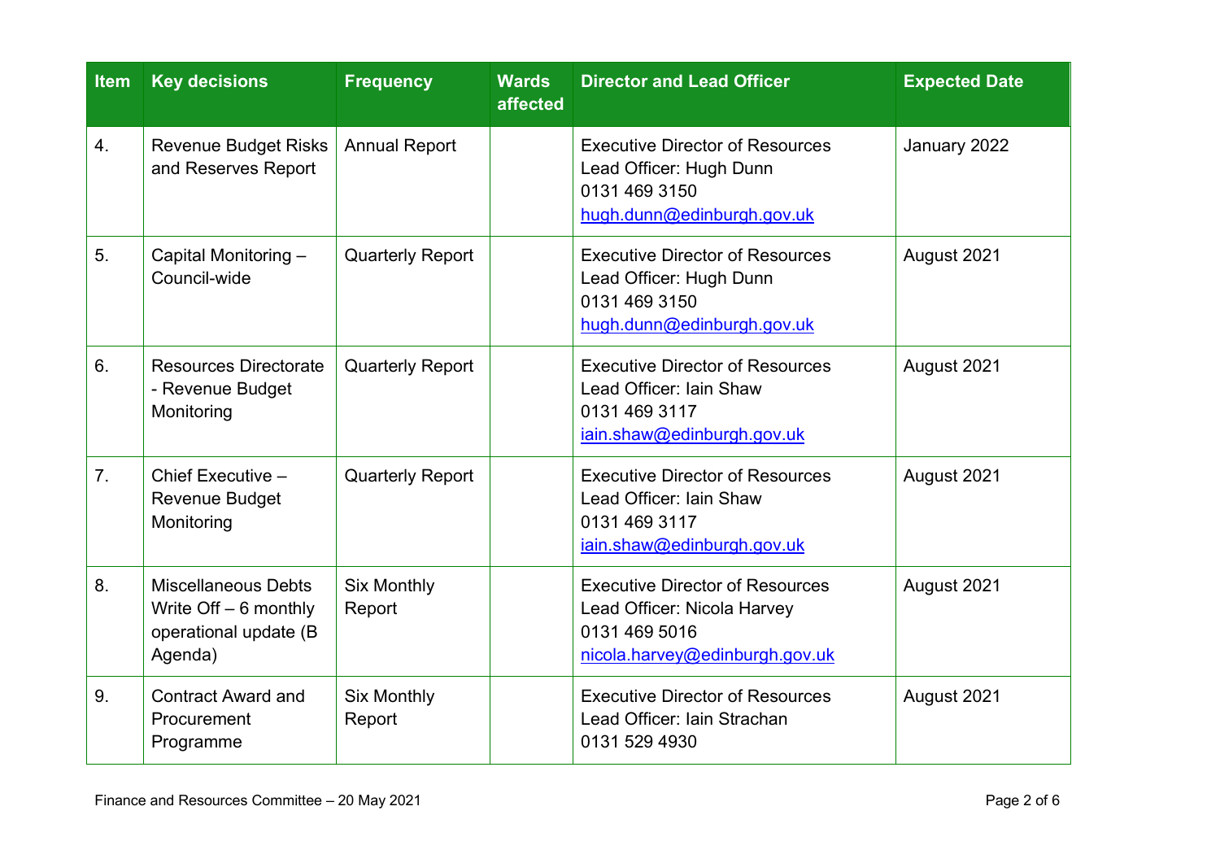| Item | Key decisions | Frequency | Wards affected | Director and Lead Officer | Expected Date |
|---|---|---|---|---|---|
| 4. | Revenue Budget Risks and Reserves Report | Annual Report | | Executive Director of Resources<br>Lead Officer: Hugh Dunn<br>0131 469 3150<br>hugh.dunn@edinburgh.gov.uk | January 2022 |
| 5. | Capital Monitoring – Council-wide | Quarterly Report | | Executive Director of Resources<br>Lead Officer: Hugh Dunn<br>0131 469 3150<br>hugh.dunn@edinburgh.gov.uk | August 2021 |
| 6. | Resources Directorate - Revenue Budget Monitoring | Quarterly Report | | Executive Director of Resources<br>Lead Officer: Iain Shaw<br>0131 469 3117<br>iain.shaw@edinburgh.gov.uk | August 2021 |
| 7. | Chief Executive – Revenue Budget Monitoring | Quarterly Report | | Executive Director of Resources<br>Lead Officer: Iain Shaw<br>0131 469 3117<br>iain.shaw@edinburgh.gov.uk | August 2021 |
| 8. | Miscellaneous Debts Write Off – 6 monthly operational update (B Agenda) | Six Monthly Report | | Executive Director of Resources<br>Lead Officer: Nicola Harvey<br>0131 469 5016<br>nicola.harvey@edinburgh.gov.uk | August 2021 |
| 9. | Contract Award and Procurement Programme | Six Monthly Report | | Executive Director of Resources<br>Lead Officer: Iain Strachan<br>0131 529 4930 | August 2021 |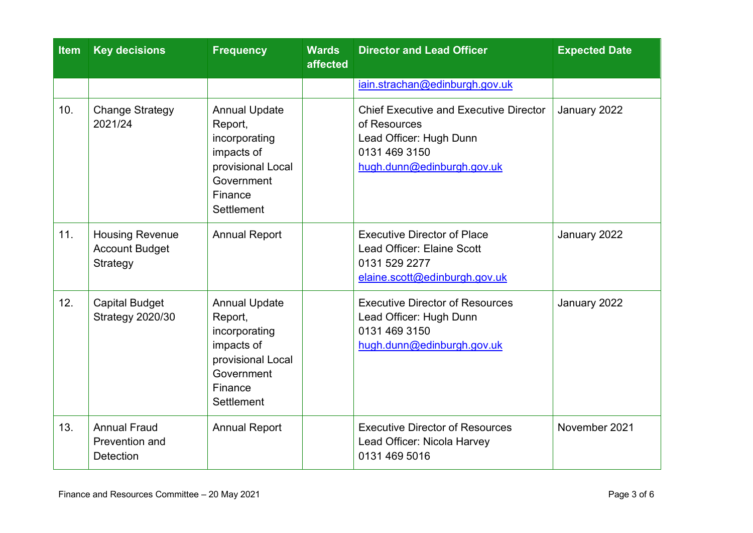| Item | Key decisions | Frequency | Wards affected | Director and Lead Officer | Expected Date |
|---|---|---|---|---|---|
| | | | | iain.strachan@edinburgh.gov.uk | |
| 10. | Change Strategy 2021/24 | Annual Update Report, incorporating impacts of provisional Local Government Finance Settlement | | Chief Executive and Executive Director of Resources<br>Lead Officer: Hugh Dunn<br>0131 469 3150<br>hugh.dunn@edinburgh.gov.uk | January 2022 |
| 11. | Housing Revenue Account Budget Strategy | Annual Report | | Executive Director of Place<br>Lead Officer: Elaine Scott<br>0131 529 2277<br>elaine.scott@edinburgh.gov.uk | January 2022 |
| 12. | Capital Budget Strategy 2020/30 | Annual Update Report, incorporating impacts of provisional Local Government Finance Settlement | | Executive Director of Resources<br>Lead Officer: Hugh Dunn<br>0131 469 3150<br>hugh.dunn@edinburgh.gov.uk | January 2022 |
| 13. | Annual Fraud Prevention and Detection | Annual Report | | Executive Director of Resources<br>Lead Officer: Nicola Harvey<br>0131 469 5016 | November 2021 |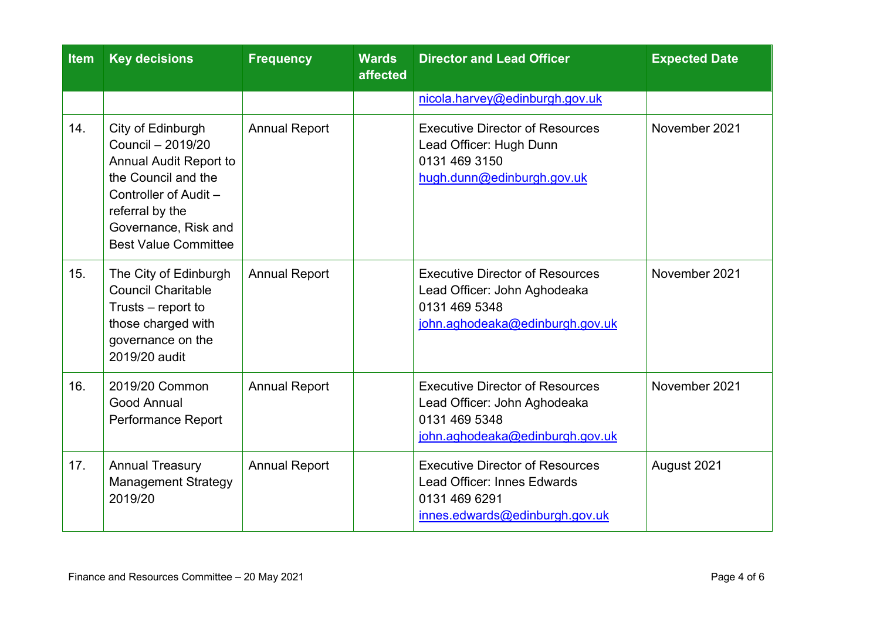| Item | Key decisions | Frequency | Wards affected | Director and Lead Officer | Expected Date |
|---|---|---|---|---|---|
| | | | | nicola.harvey@edinburgh.gov.uk | |
| 14. | City of Edinburgh Council – 2019/20 Annual Audit Report to the Council and the Controller of Audit – referral by the Governance, Risk and Best Value Committee | Annual Report | | Executive Director of Resources<br>Lead Officer: Hugh Dunn<br>0131 469 3150<br>hugh.dunn@edinburgh.gov.uk | November 2021 |
| 15. | The City of Edinburgh Council Charitable Trusts – report to those charged with governance on the 2019/20 audit | Annual Report | | Executive Director of Resources<br>Lead Officer: John Aghodeaka<br>0131 469 5348<br>john.aghodeaka@edinburgh.gov.uk | November 2021 |
| 16. | 2019/20 Common Good Annual Performance Report | Annual Report | | Executive Director of Resources<br>Lead Officer: John Aghodeaka<br>0131 469 5348<br>john.aghodeaka@edinburgh.gov.uk | November 2021 |
| 17. | Annual Treasury Management Strategy 2019/20 | Annual Report | | Executive Director of Resources<br>Lead Officer: Innes Edwards<br>0131 469 6291<br>innes.edwards@edinburgh.gov.uk | August 2021 |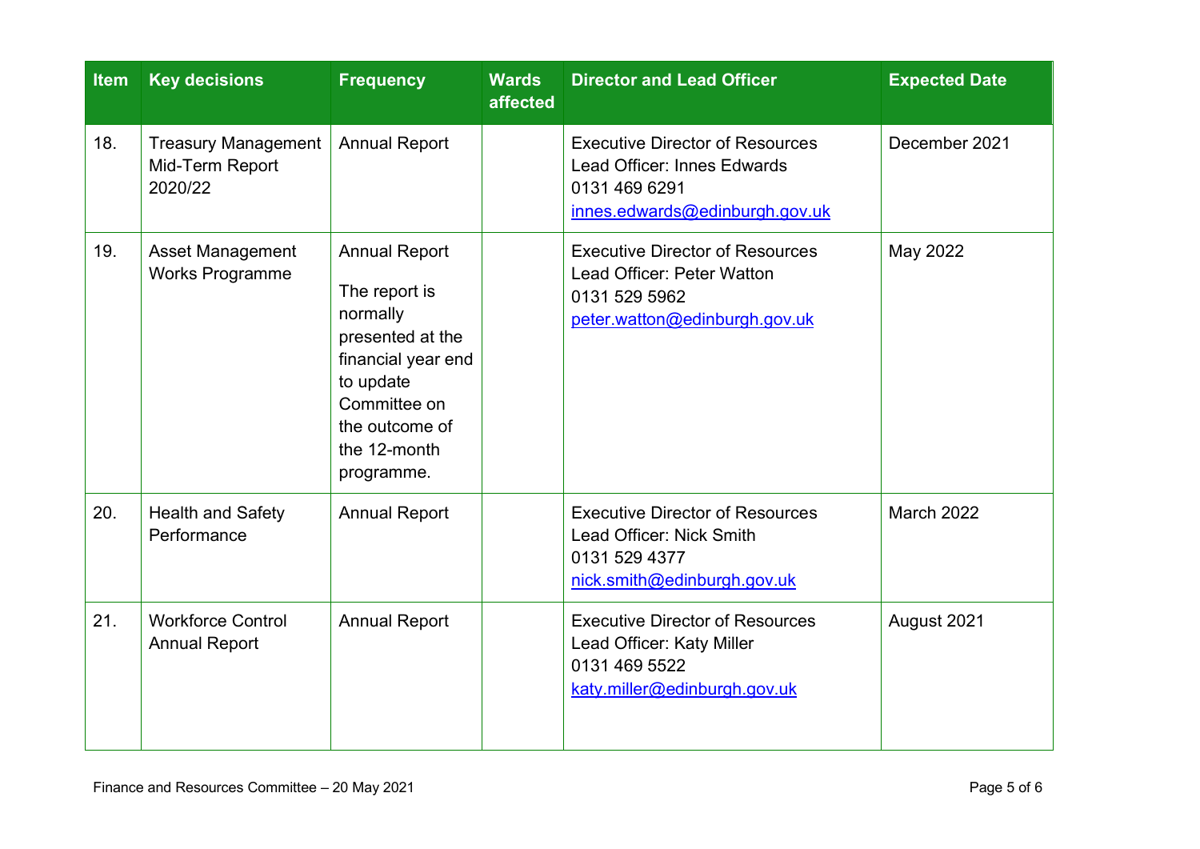| Item | Key decisions | Frequency | Wards affected | Director and Lead Officer | Expected Date |
|---|---|---|---|---|---|
| 18. | Treasury Management Mid-Term Report 2020/22 | Annual Report | | Executive Director of Resources<br>Lead Officer: Innes Edwards<br>0131 469 6291<br>innes.edwards@edinburgh.gov.uk | December 2021 |
| 19. | Asset Management Works Programme | Annual Report<br>The report is normally presented at the financial year end to update Committee on the outcome of the 12-month programme. | | Executive Director of Resources<br>Lead Officer: Peter Watton<br>0131 529 5962<br>peter.watton@edinburgh.gov.uk | May 2022 |
| 20. | Health and Safety Performance | Annual Report | | Executive Director of Resources<br>Lead Officer: Nick Smith<br>0131 529 4377<br>nick.smith@edinburgh.gov.uk | March 2022 |
| 21. | Workforce Control Annual Report | Annual Report | | Executive Director of Resources<br>Lead Officer: Katy Miller<br>0131 469 5522<br>katy.miller@edinburgh.gov.uk | August 2021 |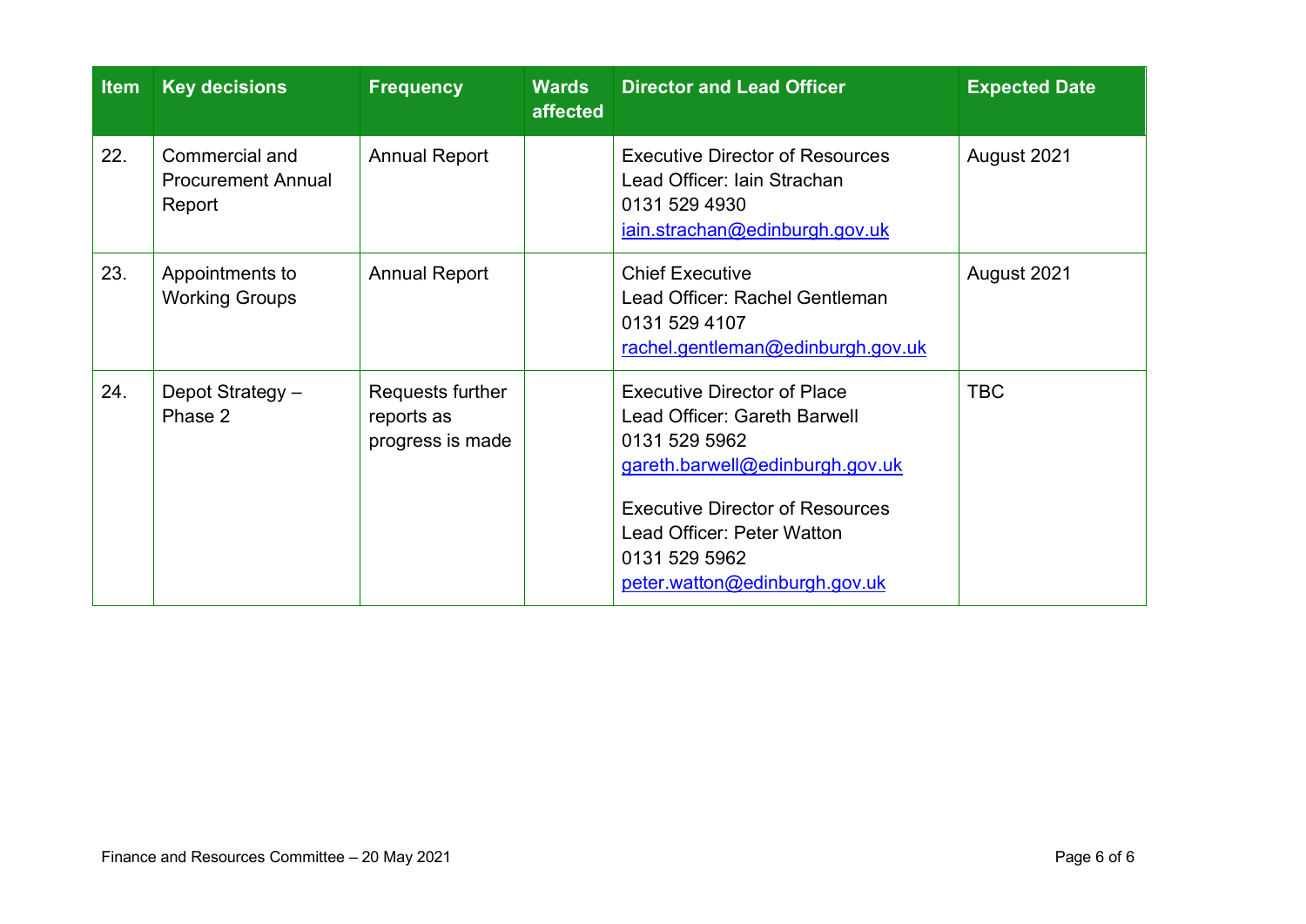| Item | Key decisions | Frequency | Wards affected | Director and Lead Officer | Expected Date |
|---|---|---|---|---|---|
| 22. | Commercial and Procurement Annual Report | Annual Report | | Executive Director of Resources<br>Lead Officer: Iain Strachan<br>0131 529 4930<br>iain.strachan@edinburgh.gov.uk | August 2021 |
| 23. | Appointments to Working Groups | Annual Report | | Chief Executive<br>Lead Officer: Rachel Gentleman<br>0131 529 4107<br>rachel.gentleman@edinburgh.gov.uk | August 2021 |
| 24. | Depot Strategy – Phase 2 | Requests further reports as progress is made | | Executive Director of Place<br>Lead Officer: Gareth Barwell<br>0131 529 5962<br>gareth.barwell@edinburgh.gov.uk<br><br>Executive Director of Resources<br>Lead Officer: Peter Watton<br>0131 529 5962<br>peter.watton@edinburgh.gov.uk | TBC |

Finance and Resources Committee – 20 May 2021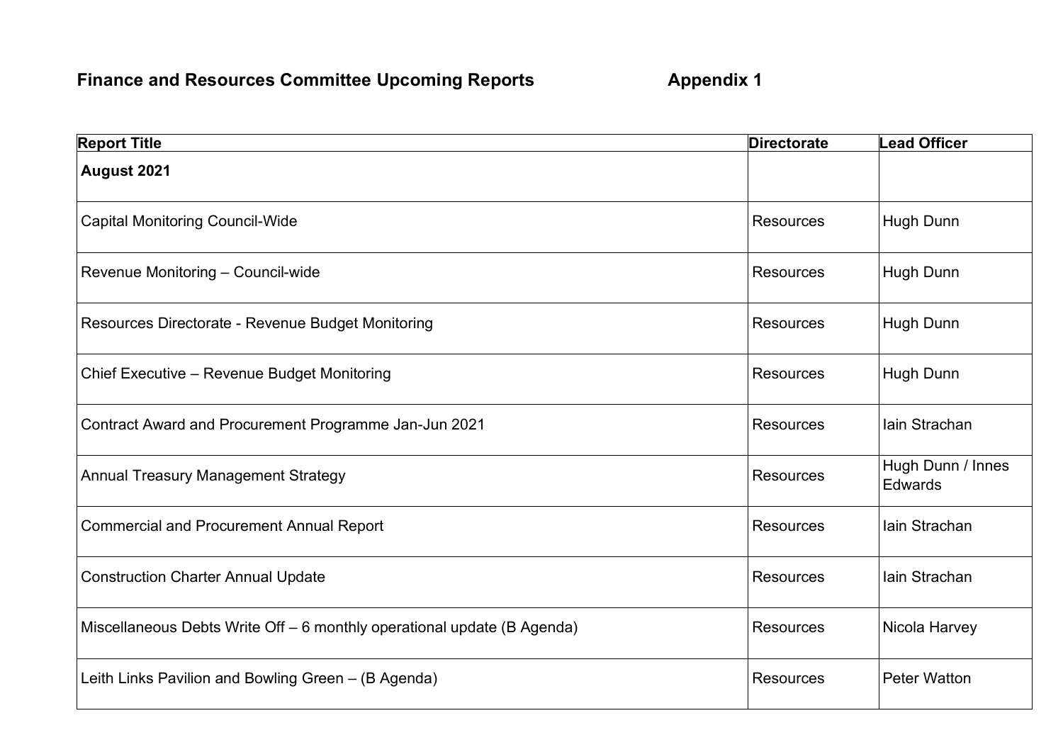**Finance and Resources Committee Upcoming Reports** **Appendix 1**

| Report Title | Directorate | Lead Officer |
|---|---|---|
| **August 2021** | | |
| Capital Monitoring Council-Wide | Resources | Hugh Dunn |
| Revenue Monitoring – Council-wide | Resources | Hugh Dunn |
| Resources Directorate - Revenue Budget Monitoring | Resources | Hugh Dunn |
| Chief Executive – Revenue Budget Monitoring | Resources | Hugh Dunn |
| Contract Award and Procurement Programme Jan-Jun 2021 | Resources | Iain Strachan |
| Annual Treasury Management Strategy | Resources | Hugh Dunn / Innes Edwards |
| Commercial and Procurement Annual Report | Resources | Iain Strachan |
| Construction Charter Annual Update | Resources | Iain Strachan |
| Miscellaneous Debts Write Off – 6 monthly operational update (B Agenda) | Resources | Nicola Harvey |
| Leith Links Pavilion and Bowling Green – (B Agenda) | Resources | Peter Watton |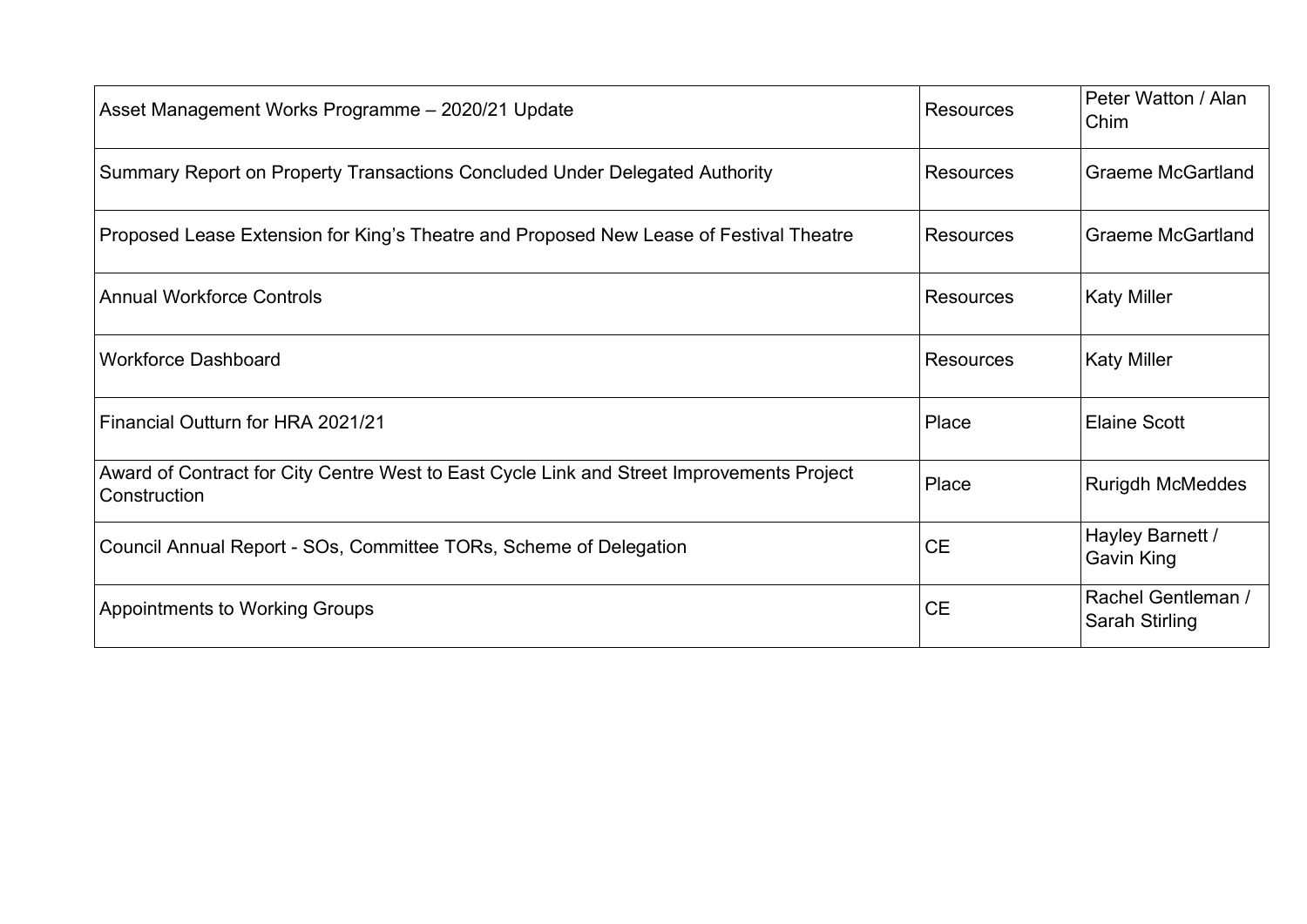| | | |
|---|---|---|
| Asset Management Works Programme – 2020/21 Update | Resources | Peter Watton / Alan Chim |
| Summary Report on Property Transactions Concluded Under Delegated Authority | Resources | Graeme McGartland |
| Proposed Lease Extension for King's Theatre and Proposed New Lease of Festival Theatre | Resources | Graeme McGartland |
| Annual Workforce Controls | Resources | Katy Miller |
| Workforce Dashboard | Resources | Katy Miller |
| Financial Outturn for HRA 2021/21 | Place | Elaine Scott |
| Award of Contract for City Centre West to East Cycle Link and Street Improvements Project Construction | Place | Rurigdh McMeddes |
| Council Annual Report - SOs, Committee TORs, Scheme of Delegation | CE | Hayley Barnett / Gavin King |
| Appointments to Working Groups | CE | Rachel Gentleman / Sarah Stirling |